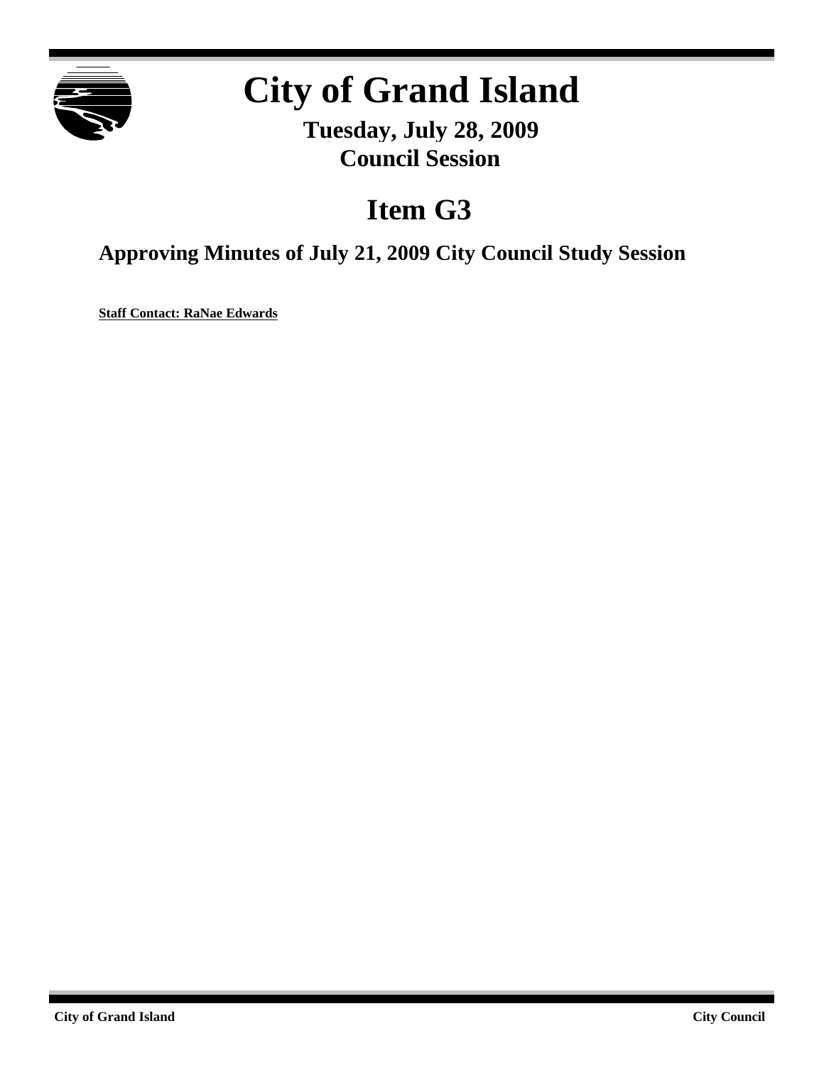# City of Grand Island

**Tuesday, July 28, 2009**
**Council Session**

## Item G3

### Approving Minutes of July 21, 2009 City Council Study Session

**Staff Contact: RaNae Edwards**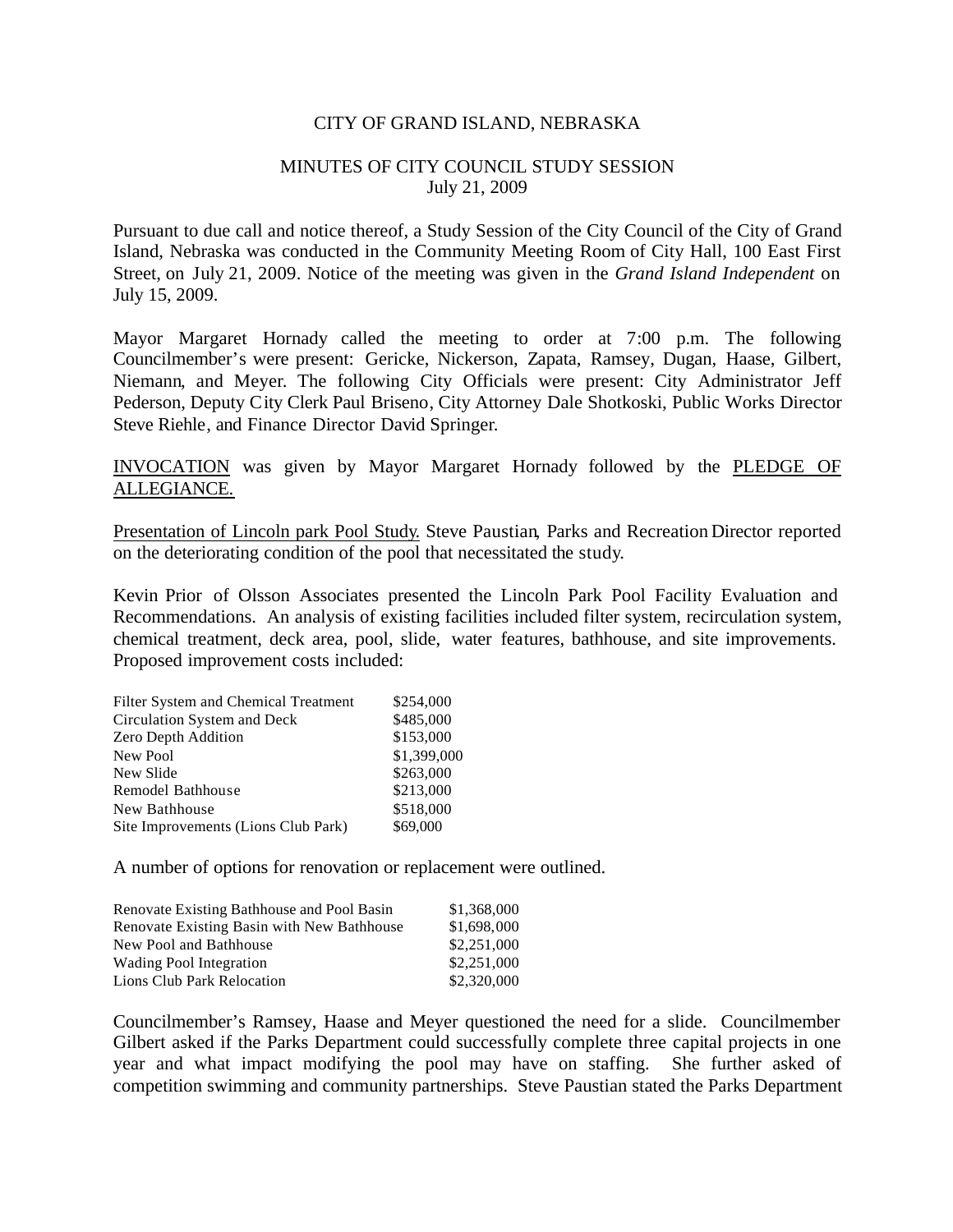CITY OF GRAND ISLAND, NEBRASKA

MINUTES OF CITY COUNCIL STUDY SESSION
July 21, 2009

Pursuant to due call and notice thereof, a Study Session of the City Council of the City of Grand Island, Nebraska was conducted in the Community Meeting Room of City Hall, 100 East First Street, on July 21, 2009. Notice of the meeting was given in the *Grand Island Independent* on July 15, 2009.

Mayor Margaret Hornady called the meeting to order at 7:00 p.m. The following Councilmember's were present: Gericke, Nickerson, Zapata, Ramsey, Dugan, Haase, Gilbert, Niemann, and Meyer. The following City Officials were present: City Administrator Jeff Pederson, Deputy City Clerk Paul Briseno, City Attorney Dale Shotkoski, Public Works Director Steve Riehle, and Finance Director David Springer.

<u>INVOCATION</u> was given by Mayor Margaret Hornady followed by the <u>PLEDGE OF ALLEGIANCE.</u>

<u>Presentation of Lincoln park Pool Study.</u> Steve Paustian, Parks and Recreation Director reported on the deteriorating condition of the pool that necessitated the study.

Kevin Prior of Olsson Associates presented the Lincoln Park Pool Facility Evaluation and Recommendations. An analysis of existing facilities included filter system, recirculation system, chemical treatment, deck area, pool, slide, water features, bathhouse, and site improvements. Proposed improvement costs included:

| | |
|---|---|
| Filter System and Chemical Treatment | $254,000 |
| Circulation System and Deck | $485,000 |
| Zero Depth Addition | $153,000 |
| New Pool | $1,399,000 |
| New Slide | $263,000 |
| Remodel Bathhouse | $213,000 |
| New Bathhouse | $518,000 |
| Site Improvements (Lions Club Park) | $69,000 |

A number of options for renovation or replacement were outlined.

| | |
|---|---|
| Renovate Existing Bathhouse and Pool Basin | $1,368,000 |
| Renovate Existing Basin with New Bathhouse | $1,698,000 |
| New Pool and Bathhouse | $2,251,000 |
| Wading Pool Integration | $2,251,000 |
| Lions Club Park Relocation | $2,320,000 |

Councilmember's Ramsey, Haase and Meyer questioned the need for a slide. Councilmember Gilbert asked if the Parks Department could successfully complete three capital projects in one year and what impact modifying the pool may have on staffing. She further asked of competition swimming and community partnerships. Steve Paustian stated the Parks Department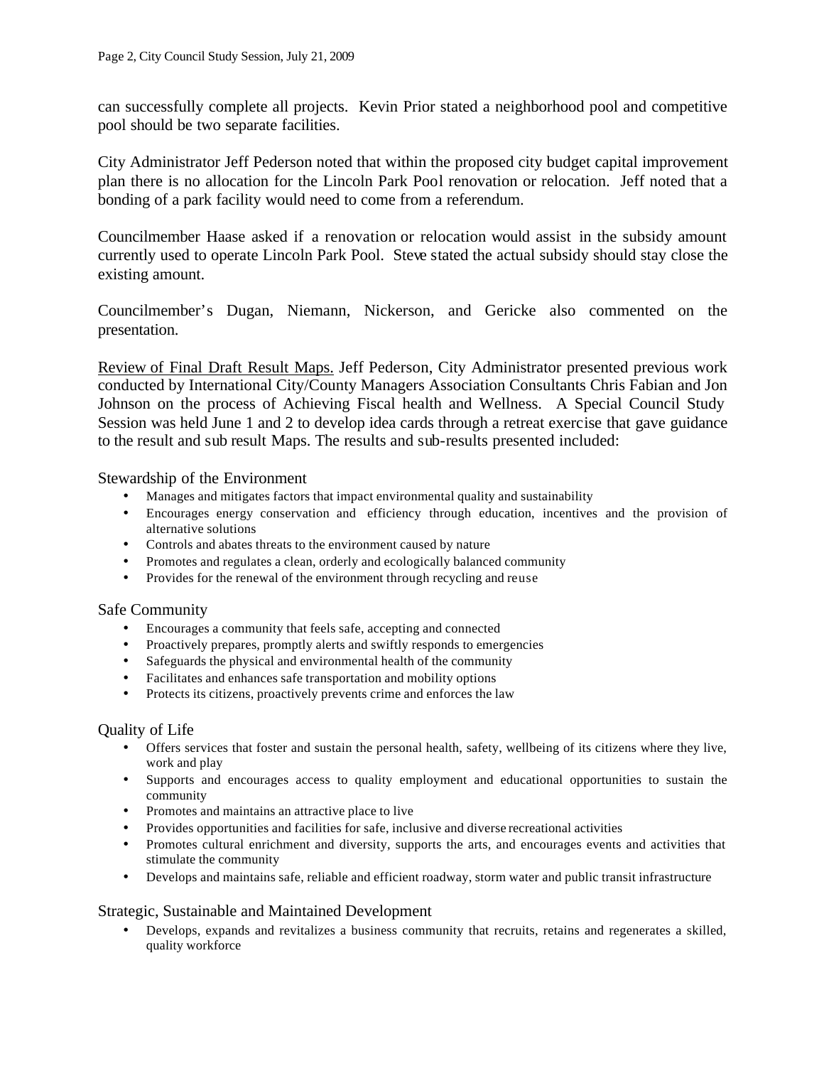can successfully complete all projects. Kevin Prior stated a neighborhood pool and competitive pool should be two separate facilities.

City Administrator Jeff Pederson noted that within the proposed city budget capital improvement plan there is no allocation for the Lincoln Park Pool renovation or relocation. Jeff noted that a bonding of a park facility would need to come from a referendum.

Councilmember Haase asked if a renovation or relocation would assist in the subsidy amount currently used to operate Lincoln Park Pool. Steve stated the actual subsidy should stay close the existing amount.

Councilmember's Dugan, Niemann, Nickerson, and Gericke also commented on the presentation.

Review of Final Draft Result Maps. Jeff Pederson, City Administrator presented previous work conducted by International City/County Managers Association Consultants Chris Fabian and Jon Johnson on the process of Achieving Fiscal health and Wellness. A Special Council Study Session was held June 1 and 2 to develop idea cards through a retreat exercise that gave guidance to the result and sub result Maps. The results and sub-results presented included:

Stewardship of the Environment

- Manages and mitigates factors that impact environmental quality and sustainability
- Encourages energy conservation and efficiency through education, incentives and the provision of alternative solutions
- Controls and abates threats to the environment caused by nature
- Promotes and regulates a clean, orderly and ecologically balanced community
- Provides for the renewal of the environment through recycling and reuse

Safe Community

- Encourages a community that feels safe, accepting and connected
- Proactively prepares, promptly alerts and swiftly responds to emergencies
- Safeguards the physical and environmental health of the community
- Facilitates and enhances safe transportation and mobility options
- Protects its citizens, proactively prevents crime and enforces the law

Quality of Life

- Offers services that foster and sustain the personal health, safety, wellbeing of its citizens where they live, work and play
- Supports and encourages access to quality employment and educational opportunities to sustain the community
- Promotes and maintains an attractive place to live
- Provides opportunities and facilities for safe, inclusive and diverse recreational activities
- Promotes cultural enrichment and diversity, supports the arts, and encourages events and activities that stimulate the community
- Develops and maintains safe, reliable and efficient roadway, storm water and public transit infrastructure

Strategic, Sustainable and Maintained Development

- Develops, expands and revitalizes a business community that recruits, retains and regenerates a skilled, quality workforce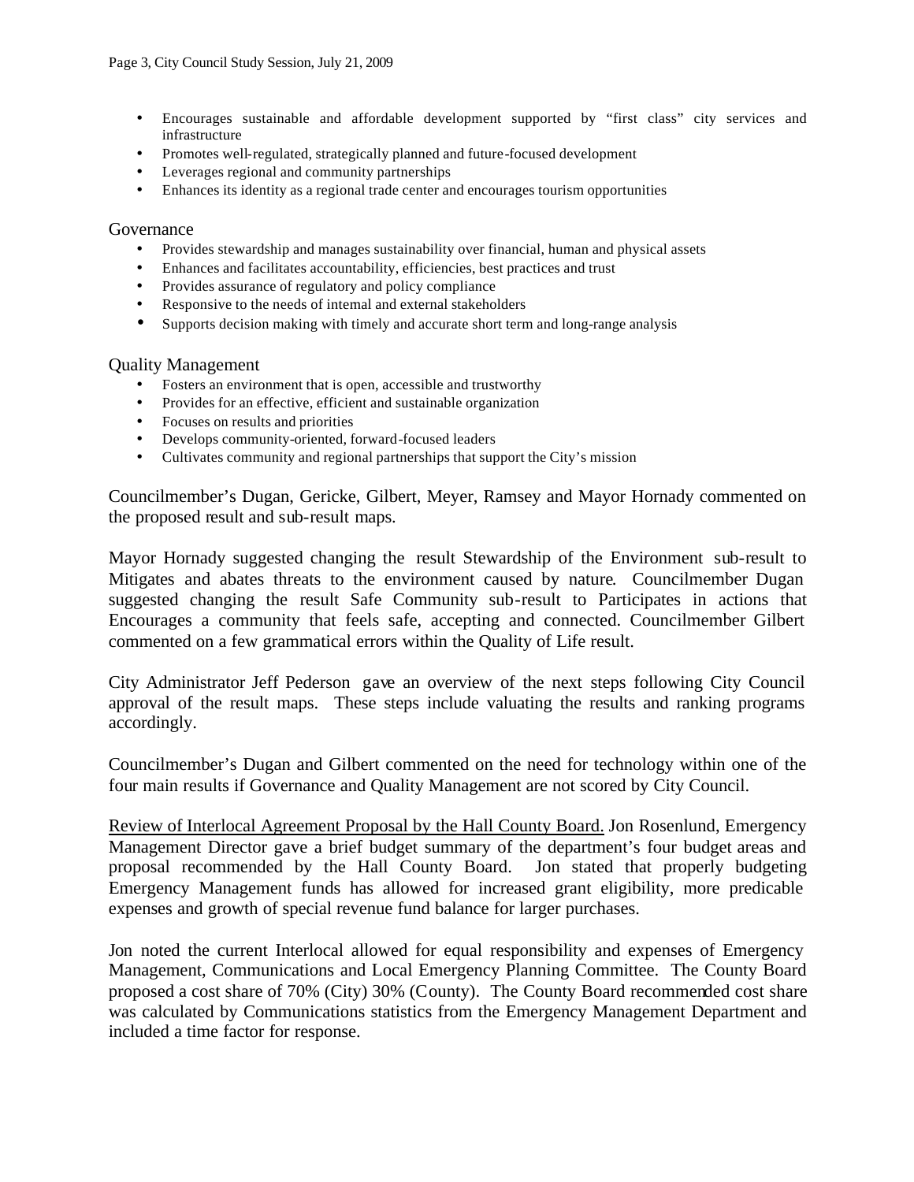- Encourages sustainable and affordable development supported by "first class" city services and infrastructure
- Promotes well-regulated, strategically planned and future-focused development
- Leverages regional and community partnerships
- Enhances its identity as a regional trade center and encourages tourism opportunities

Governance

- Provides stewardship and manages sustainability over financial, human and physical assets
- Enhances and facilitates accountability, efficiencies, best practices and trust
- Provides assurance of regulatory and policy compliance
- Responsive to the needs of internal and external stakeholders
- Supports decision making with timely and accurate short term and long-range analysis

Quality Management

- Fosters an environment that is open, accessible and trustworthy
- Provides for an effective, efficient and sustainable organization
- Focuses on results and priorities
- Develops community-oriented, forward-focused leaders
- Cultivates community and regional partnerships that support the City's mission

Councilmember's Dugan, Gericke, Gilbert, Meyer, Ramsey and Mayor Hornady commented on the proposed result and sub-result maps.

Mayor Hornady suggested changing the result Stewardship of the Environment sub-result to Mitigates and abates threats to the environment caused by nature. Councilmember Dugan suggested changing the result Safe Community sub-result to Participates in actions that Encourages a community that feels safe, accepting and connected. Councilmember Gilbert commented on a few grammatical errors within the Quality of Life result.

City Administrator Jeff Pederson gave an overview of the next steps following City Council approval of the result maps. These steps include valuating the results and ranking programs accordingly.

Councilmember's Dugan and Gilbert commented on the need for technology within one of the four main results if Governance and Quality Management are not scored by City Council.

<u>Review of Interlocal Agreement Proposal by the Hall County Board.</u> Jon Rosenlund, Emergency Management Director gave a brief budget summary of the department's four budget areas and proposal recommended by the Hall County Board. Jon stated that properly budgeting Emergency Management funds has allowed for increased grant eligibility, more predicable expenses and growth of special revenue fund balance for larger purchases.

Jon noted the current Interlocal allowed for equal responsibility and expenses of Emergency Management, Communications and Local Emergency Planning Committee. The County Board proposed a cost share of 70% (City) 30% (County). The County Board recommended cost share was calculated by Communications statistics from the Emergency Management Department and included a time factor for response.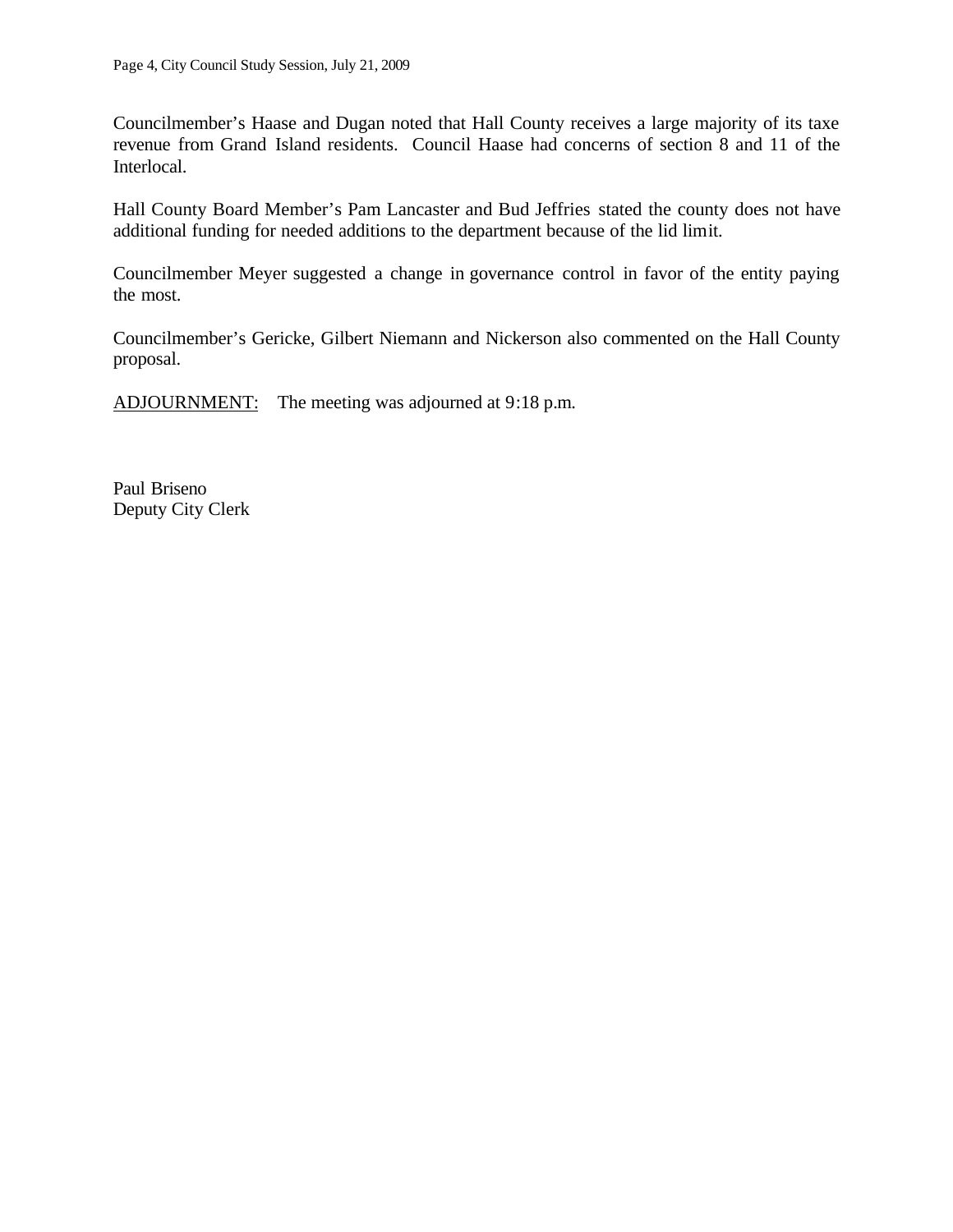Councilmember's Haase and Dugan noted that Hall County receives a large majority of its taxe revenue from Grand Island residents. Council Haase had concerns of section 8 and 11 of the Interlocal.

Hall County Board Member's Pam Lancaster and Bud Jeffries stated the county does not have additional funding for needed additions to the department because of the lid limit.

Councilmember Meyer suggested a change in governance control in favor of the entity paying the most.

Councilmember's Gericke, Gilbert Niemann and Nickerson also commented on the Hall County proposal.

<u>ADJOURNMENT:</u> The meeting was adjourned at 9:18 p.m.

Paul Briseno
Deputy City Clerk